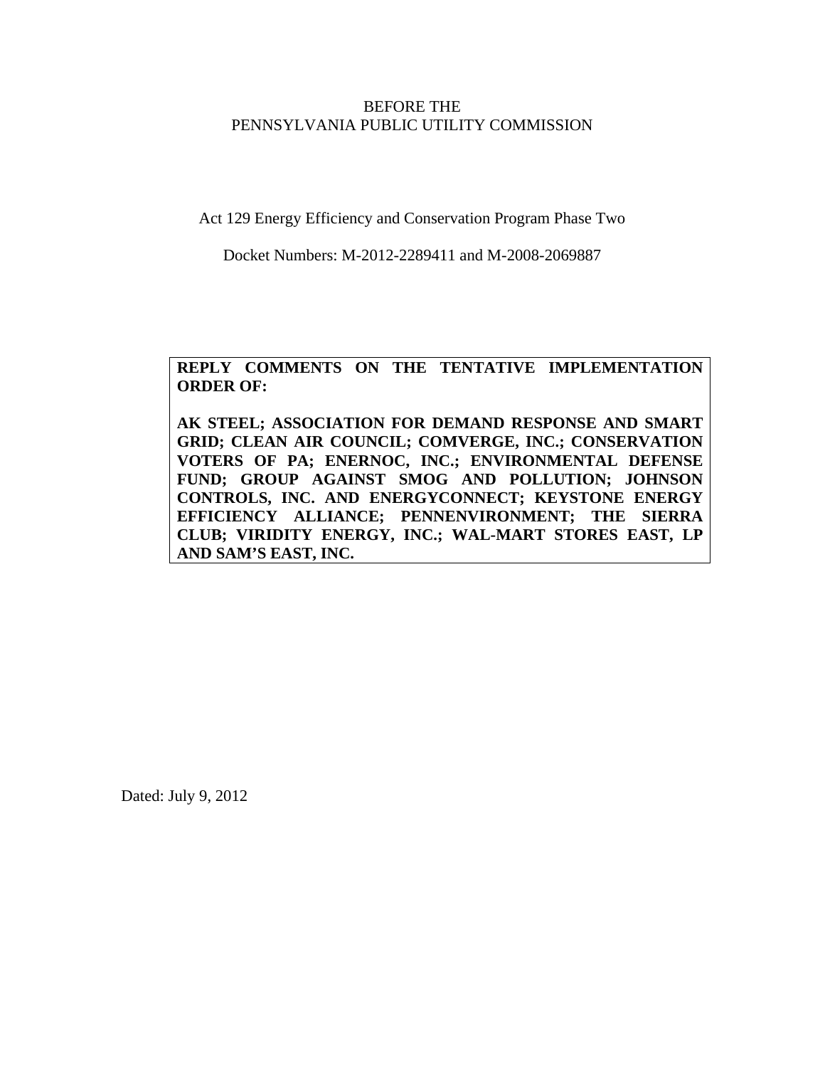BEFORE THE
PENNSYLVANIA PUBLIC UTILITY COMMISSION

Act 129 Energy Efficiency and Conservation Program Phase Two

Docket Numbers: M-2012-2289411 and M-2008-2069887

**REPLY COMMENTS ON THE TENTATIVE IMPLEMENTATION ORDER OF:**

**AK STEEL; ASSOCIATION FOR DEMAND RESPONSE AND SMART GRID; CLEAN AIR COUNCIL; COMVERGE, INC.; CONSERVATION VOTERS OF PA; ENERNOC, INC.; ENVIRONMENTAL DEFENSE FUND; GROUP AGAINST SMOG AND POLLUTION; JOHNSON CONTROLS, INC. AND ENERGYCONNECT; KEYSTONE ENERGY EFFICIENCY ALLIANCE; PENNENVIRONMENT; THE SIERRA CLUB; VIRIDITY ENERGY, INC.; WAL-MART STORES EAST, LP AND SAM'S EAST, INC.**

Dated: July 9, 2012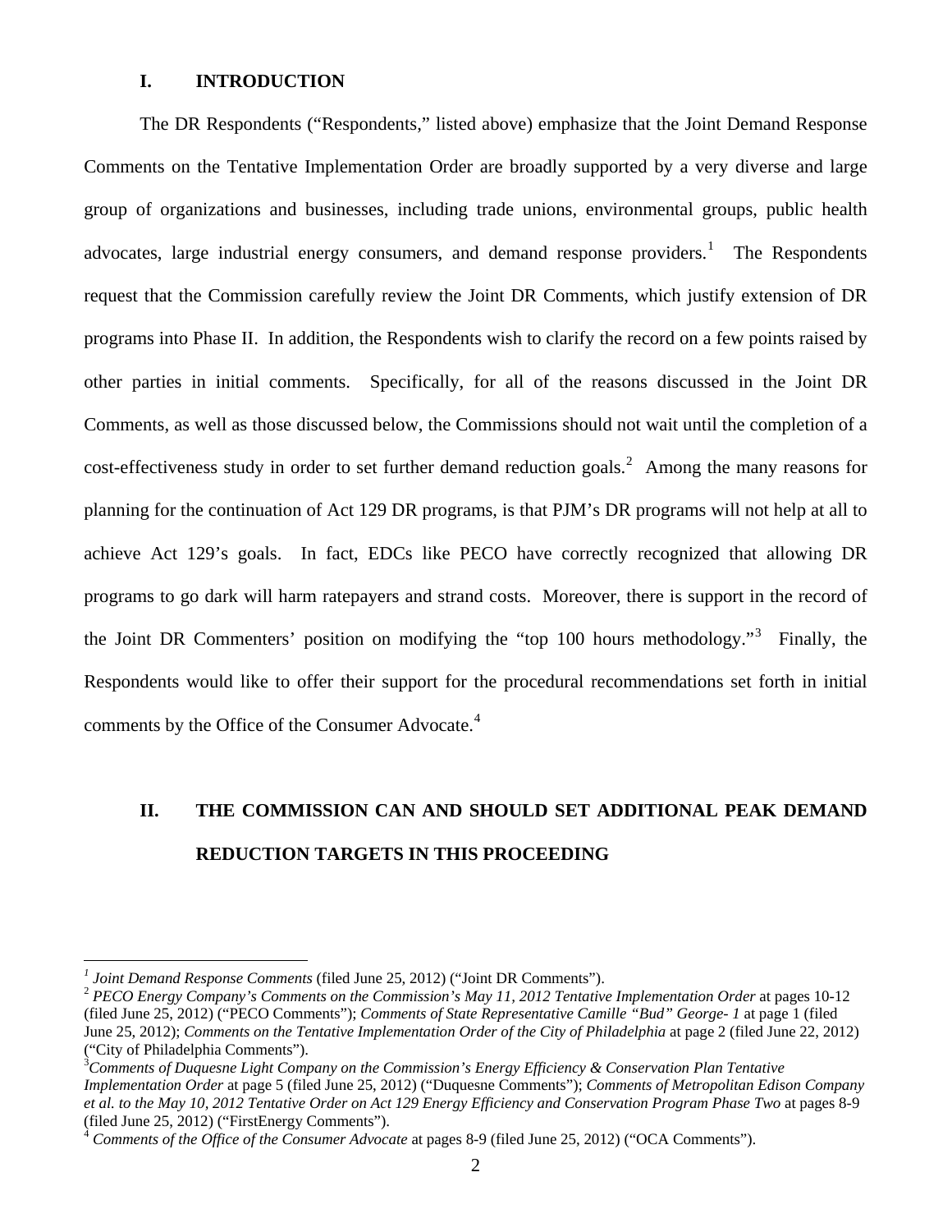## I. INTRODUCTION

The DR Respondents ("Respondents," listed above) emphasize that the Joint Demand Response Comments on the Tentative Implementation Order are broadly supported by a very diverse and large group of organizations and businesses, including trade unions, environmental groups, public health advocates, large industrial energy consumers, and demand response providers.[1] The Respondents request that the Commission carefully review the Joint DR Comments, which justify extension of DR programs into Phase II. In addition, the Respondents wish to clarify the record on a few points raised by other parties in initial comments. Specifically, for all of the reasons discussed in the Joint DR Comments, as well as those discussed below, the Commissions should not wait until the completion of a cost-effectiveness study in order to set further demand reduction goals.[2] Among the many reasons for planning for the continuation of Act 129 DR programs, is that PJM's DR programs will not help at all to achieve Act 129's goals. In fact, EDCs like PECO have correctly recognized that allowing DR programs to go dark will harm ratepayers and strand costs. Moreover, there is support in the record of the Joint DR Commenters' position on modifying the "top 100 hours methodology."[3] Finally, the Respondents would like to offer their support for the procedural recommendations set forth in initial comments by the Office of the Consumer Advocate.[4]

## II. THE COMMISSION CAN AND SHOULD SET ADDITIONAL PEAK DEMAND REDUCTION TARGETS IN THIS PROCEEDING

---

[1] *Joint Demand Response Comments* (filed June 25, 2012) ("Joint DR Comments").

[2] *PECO Energy Company's Comments on the Commission's May 11, 2012 Tentative Implementation Order* at pages 10-12 (filed June 25, 2012) ("PECO Comments"); *Comments of State Representative Camille "Bud" George- 1* at page 1 (filed June 25, 2012); *Comments on the Tentative Implementation Order of the City of Philadelphia* at page 2 (filed June 22, 2012) ("City of Philadelphia Comments").

[3] *Comments of Duquesne Light Company on the Commission's Energy Efficiency & Conservation Plan Tentative Implementation Order* at page 5 (filed June 25, 2012) ("Duquesne Comments"); *Comments of Metropolitan Edison Company et al. to the May 10, 2012 Tentative Order on Act 129 Energy Efficiency and Conservation Program Phase Two* at pages 8-9 (filed June 25, 2012) ("FirstEnergy Comments").

[4] *Comments of the Office of the Consumer Advocate* at pages 8-9 (filed June 25, 2012) ("OCA Comments").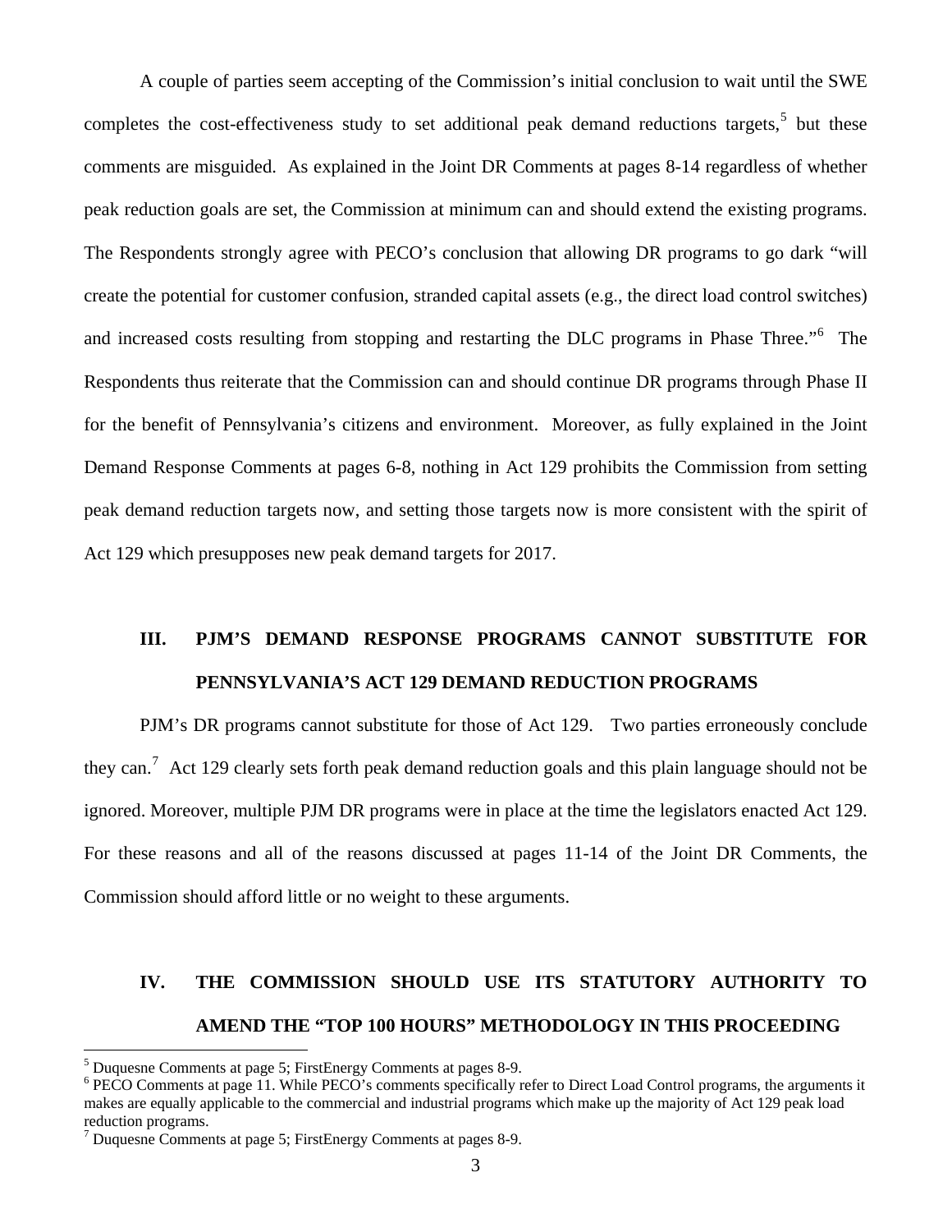A couple of parties seem accepting of the Commission's initial conclusion to wait until the SWE completes the cost-effectiveness study to set additional peak demand reductions targets,[5] but these comments are misguided. As explained in the Joint DR Comments at pages 8-14 regardless of whether peak reduction goals are set, the Commission at minimum can and should extend the existing programs. The Respondents strongly agree with PECO's conclusion that allowing DR programs to go dark "will create the potential for customer confusion, stranded capital assets (e.g., the direct load control switches) and increased costs resulting from stopping and restarting the DLC programs in Phase Three."[6] The Respondents thus reiterate that the Commission can and should continue DR programs through Phase II for the benefit of Pennsylvania's citizens and environment. Moreover, as fully explained in the Joint Demand Response Comments at pages 6-8, nothing in Act 129 prohibits the Commission from setting peak demand reduction targets now, and setting those targets now is more consistent with the spirit of Act 129 which presupposes new peak demand targets for 2017.

## III. PJM'S DEMAND RESPONSE PROGRAMS CANNOT SUBSTITUTE FOR PENNSYLVANIA'S ACT 129 DEMAND REDUCTION PROGRAMS

PJM's DR programs cannot substitute for those of Act 129. Two parties erroneously conclude they can.[7] Act 129 clearly sets forth peak demand reduction goals and this plain language should not be ignored. Moreover, multiple PJM DR programs were in place at the time the legislators enacted Act 129. For these reasons and all of the reasons discussed at pages 11-14 of the Joint DR Comments, the Commission should afford little or no weight to these arguments.

## IV. THE COMMISSION SHOULD USE ITS STATUTORY AUTHORITY TO AMEND THE "TOP 100 HOURS" METHODOLOGY IN THIS PROCEEDING

---

[5] Duquesne Comments at page 5; FirstEnergy Comments at pages 8-9.

[6] PECO Comments at page 11. While PECO's comments specifically refer to Direct Load Control programs, the arguments it makes are equally applicable to the commercial and industrial programs which make up the majority of Act 129 peak load reduction programs.

[7] Duquesne Comments at page 5; FirstEnergy Comments at pages 8-9.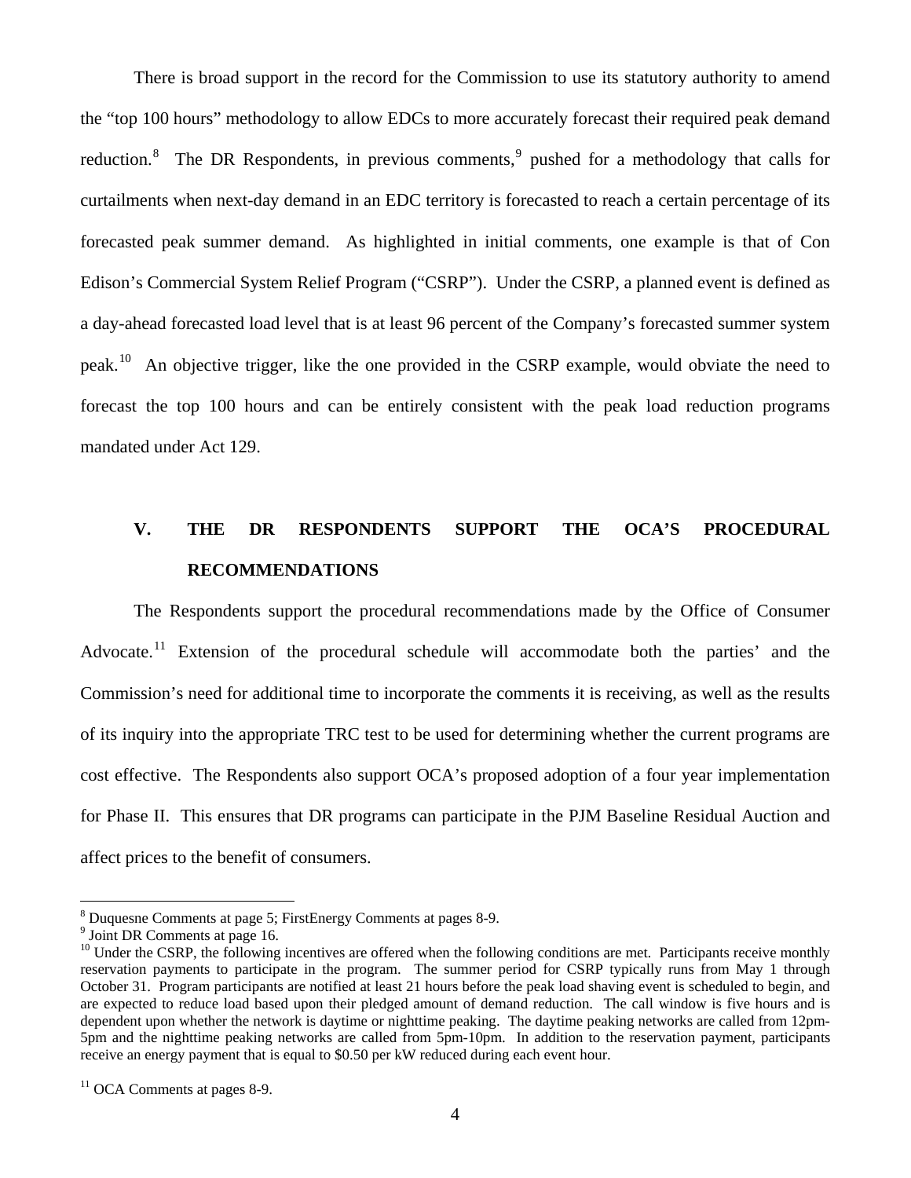There is broad support in the record for the Commission to use its statutory authority to amend the "top 100 hours" methodology to allow EDCs to more accurately forecast their required peak demand reduction.[8] The DR Respondents, in previous comments,[9] pushed for a methodology that calls for curtailments when next-day demand in an EDC territory is forecasted to reach a certain percentage of its forecasted peak summer demand. As highlighted in initial comments, one example is that of Con Edison's Commercial System Relief Program ("CSRP"). Under the CSRP, a planned event is defined as a day-ahead forecasted load level that is at least 96 percent of the Company's forecasted summer system peak.[10] An objective trigger, like the one provided in the CSRP example, would obviate the need to forecast the top 100 hours and can be entirely consistent with the peak load reduction programs mandated under Act 129.

## V. THE DR RESPONDENTS SUPPORT THE OCA'S PROCEDURAL RECOMMENDATIONS

The Respondents support the procedural recommendations made by the Office of Consumer Advocate.[11] Extension of the procedural schedule will accommodate both the parties' and the Commission's need for additional time to incorporate the comments it is receiving, as well as the results of its inquiry into the appropriate TRC test to be used for determining whether the current programs are cost effective. The Respondents also support OCA's proposed adoption of a four year implementation for Phase II. This ensures that DR programs can participate in the PJM Baseline Residual Auction and affect prices to the benefit of consumers.

---

[8] Duquesne Comments at page 5; FirstEnergy Comments at pages 8-9.

[9] Joint DR Comments at page 16.

[10] Under the CSRP, the following incentives are offered when the following conditions are met. Participants receive monthly reservation payments to participate in the program. The summer period for CSRP typically runs from May 1 through October 31. Program participants are notified at least 21 hours before the peak load shaving event is scheduled to begin, and are expected to reduce load based upon their pledged amount of demand reduction. The call window is five hours and is dependent upon whether the network is daytime or nighttime peaking. The daytime peaking networks are called from 12pm-5pm and the nighttime peaking networks are called from 5pm-10pm. In addition to the reservation payment, participants receive an energy payment that is equal to $0.50 per kW reduced during each event hour.

[11] OCA Comments at pages 8-9.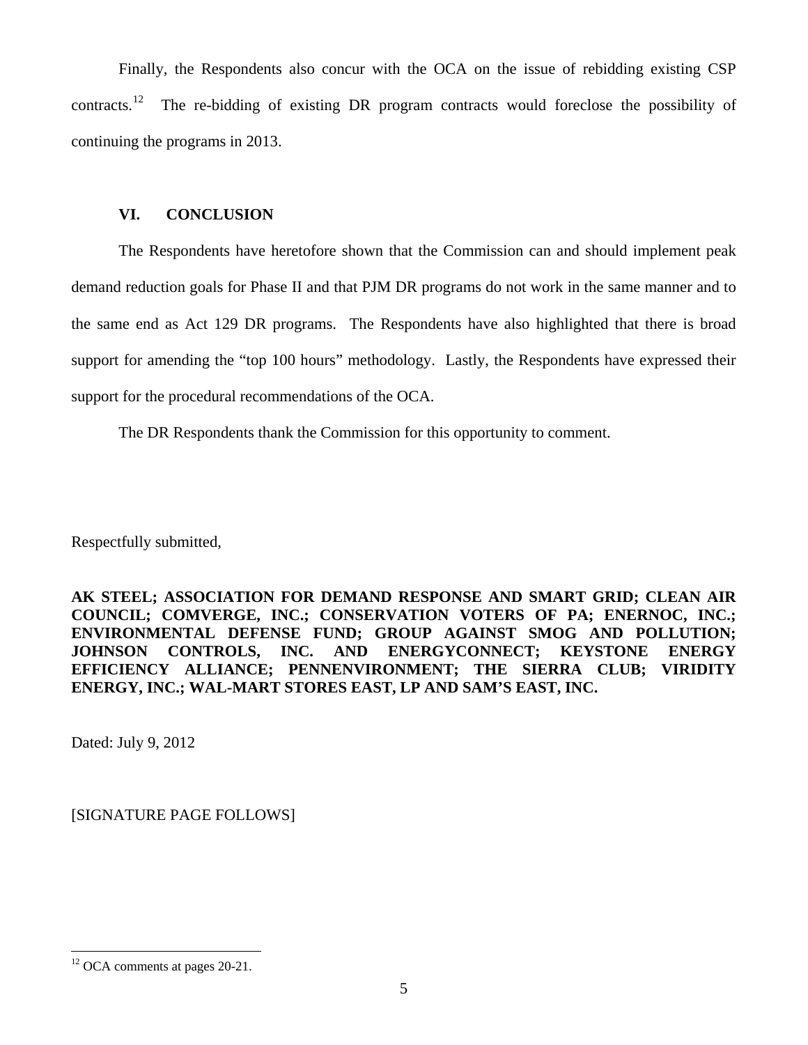Finally, the Respondents also concur with the OCA on the issue of rebidding existing CSP contracts.[12] The re-bidding of existing DR program contracts would foreclose the possibility of continuing the programs in 2013.

## VI. CONCLUSION

The Respondents have heretofore shown that the Commission can and should implement peak demand reduction goals for Phase II and that PJM DR programs do not work in the same manner and to the same end as Act 129 DR programs. The Respondents have also highlighted that there is broad support for amending the "top 100 hours" methodology. Lastly, the Respondents have expressed their support for the procedural recommendations of the OCA.

The DR Respondents thank the Commission for this opportunity to comment.

Respectfully submitted,

**AK STEEL; ASSOCIATION FOR DEMAND RESPONSE AND SMART GRID; CLEAN AIR COUNCIL; COMVERGE, INC.; CONSERVATION VOTERS OF PA; ENERNOC, INC.; ENVIRONMENTAL DEFENSE FUND; GROUP AGAINST SMOG AND POLLUTION; JOHNSON CONTROLS, INC. AND ENERGYCONNECT; KEYSTONE ENERGY EFFICIENCY ALLIANCE; PENNENVIRONMENT; THE SIERRA CLUB; VIRIDITY ENERGY, INC.; WAL-MART STORES EAST, LP AND SAM'S EAST, INC.**

Dated: July 9, 2012

[SIGNATURE PAGE FOLLOWS]

---

[12] OCA comments at pages 20-21.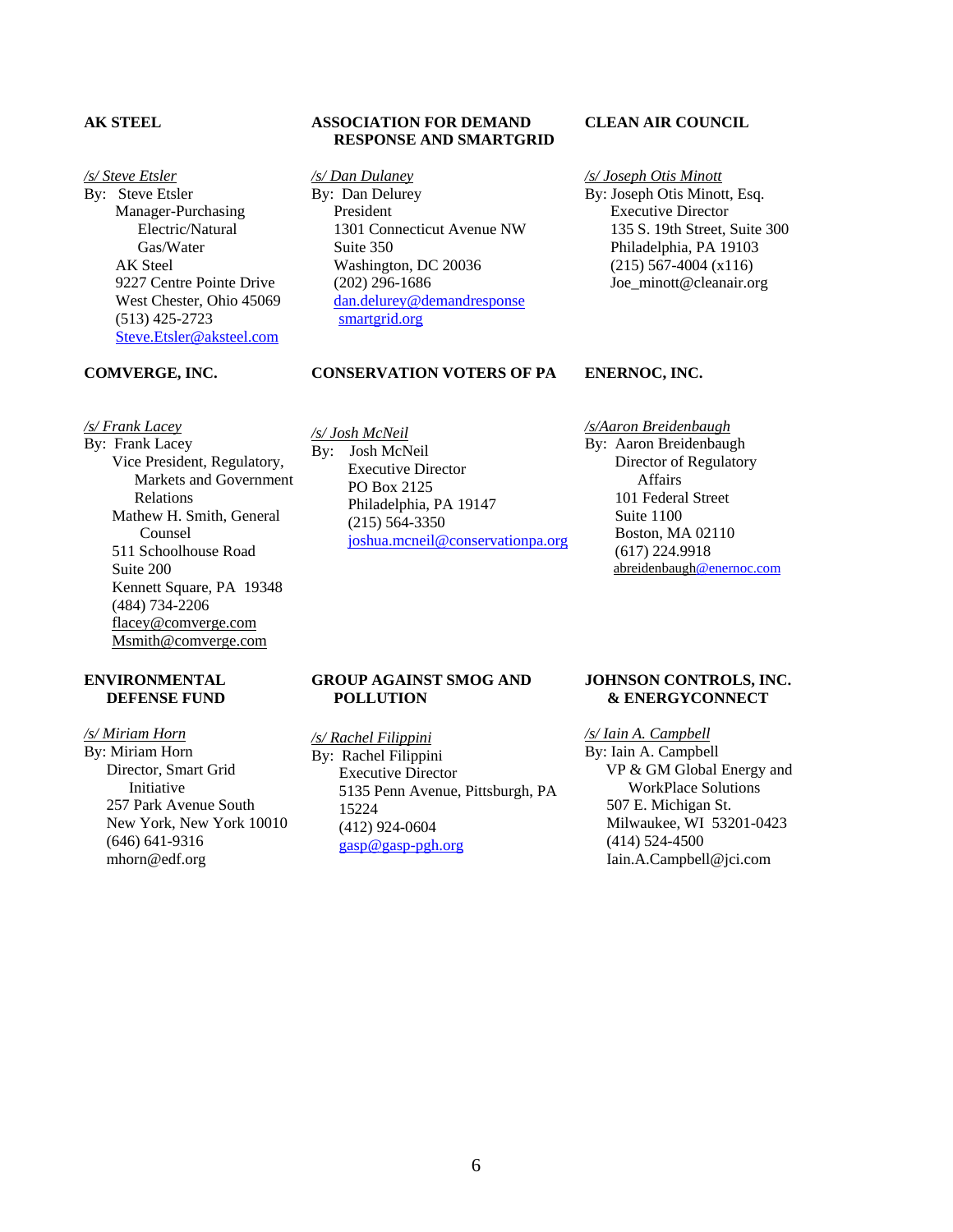**AK STEEL**

*/s/ Steve Etsler*
By: Steve Etsler
Manager-Purchasing Electric/Natural Gas/Water
AK Steel
9227 Centre Pointe Drive
West Chester, Ohio 45069
(513) 425-2723
Steve.Etsler@aksteel.com

**ASSOCIATION FOR DEMAND RESPONSE AND SMARTGRID**

*/s/ Dan Dulaney*
By: Dan Delurey
President
1301 Connecticut Avenue NW
Suite 350
Washington, DC 20036
(202) 296-1686
dan.delurey@demandresponsesmartgrid.org

**CLEAN AIR COUNCIL**

*/s/ Joseph Otis Minott*
By: Joseph Otis Minott, Esq.
Executive Director
135 S. 19th Street, Suite 300
Philadelphia, PA 19103
(215) 567-4004 (x116)
Joe_minott@cleanair.org

**COMVERGE, INC.**

*/s/ Frank Lacey*
By: Frank Lacey
Vice President, Regulatory, Markets and Government Relations
Mathew H. Smith, General Counsel
511 Schoolhouse Road
Suite 200
Kennett Square, PA 19348
(484) 734-2206
flacey@comverge.com
Msmith@comverge.com

**CONSERVATION VOTERS OF PA**

*/s/ Josh McNeil*
By: Josh McNeil
Executive Director
PO Box 2125
Philadelphia, PA 19147
(215) 564-3350
joshua.mcneil@conservationpa.org

**ENERNOC, INC.**

*/s/Aaron Breidenbaugh*
By: Aaron Breidenbaugh
Director of Regulatory Affairs
101 Federal Street
Suite 1100
Boston, MA 02110
(617) 224.9918
abreidenbaugh@enernoc.com

**ENVIRONMENTAL DEFENSE FUND**

*/s/ Miriam Horn*
By: Miriam Horn
Director, Smart Grid Initiative
257 Park Avenue South
New York, New York 10010
(646) 641-9316
mhorn@edf.org

**GROUP AGAINST SMOG AND POLLUTION**

*/s/ Rachel Filippini*
By: Rachel Filippini
Executive Director
5135 Penn Avenue, Pittsburgh, PA 15224
(412) 924-0604
gasp@gasp-pgh.org

**JOHNSON CONTROLS, INC. & ENERGYCONNECT**

*/s/ Iain A. Campbell*
By: Iain A. Campbell
VP & GM Global Energy and WorkPlace Solutions
507 E. Michigan St.
Milwaukee, WI 53201-0423
(414) 524-4500
Iain.A.Campbell@jci.com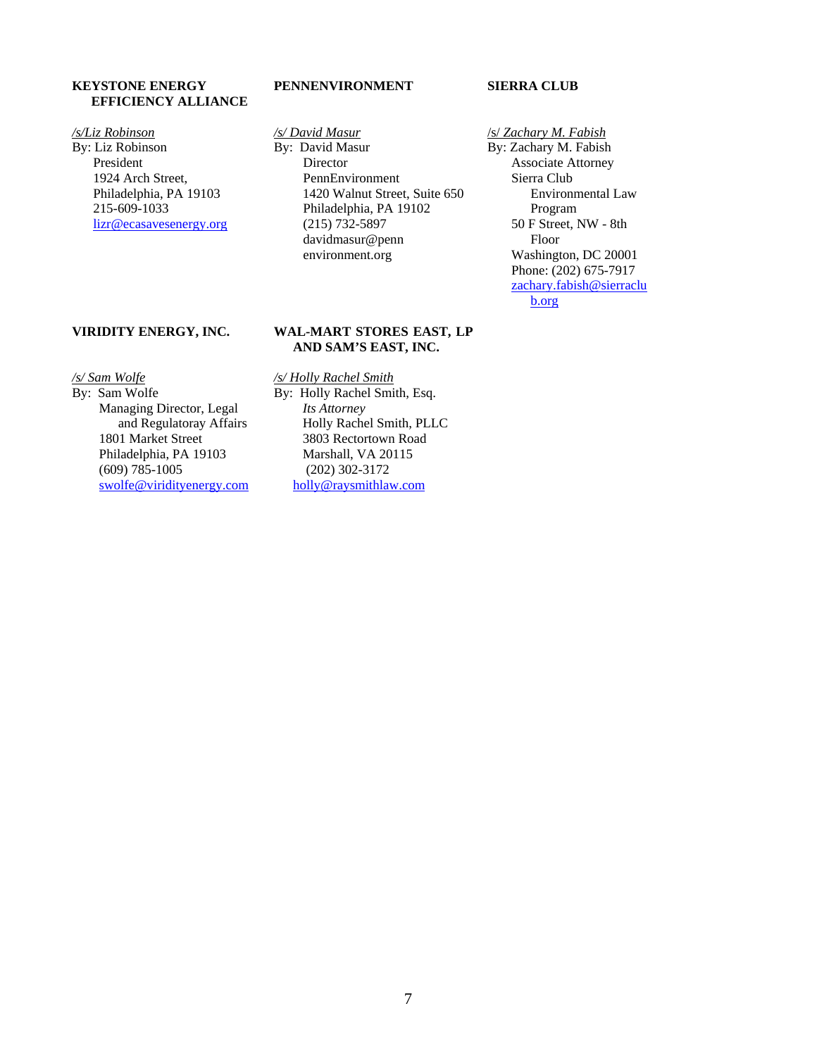**KEYSTONE ENERGY EFFICIENCY ALLIANCE**

*/s/Liz Robinson*
By: Liz Robinson
President
1924 Arch Street,
Philadelphia, PA 19103
215-609-1033
lizr@ecasavesenergy.org

**PENNENVIRONMENT**

*/s/ David Masur*
By: David Masur
Director
PennEnvironment
1420 Walnut Street, Suite 650
Philadelphia, PA 19102
(215) 732-5897
davidmasur@pennenvironment.org

**SIERRA CLUB**

/s/ *Zachary M. Fabish*
By: Zachary M. Fabish
Associate Attorney
Sierra Club
Environmental Law Program
50 F Street, NW - 8th Floor
Washington, DC 20001
Phone: (202) 675-7917
zachary.fabish@sierraclub.org

**VIRIDITY ENERGY, INC.**

*/s/ Sam Wolfe*
By: Sam Wolfe
Managing Director, Legal and Regulatoray Affairs
1801 Market Street
Philadelphia, PA 19103
(609) 785-1005
swolfe@viridityenergy.com

**WAL-MART STORES EAST, LP AND SAM'S EAST, INC.**

*/s/ Holly Rachel Smith*
By: Holly Rachel Smith, Esq.
*Its Attorney*
Holly Rachel Smith, PLLC
3803 Rectortown Road
Marshall, VA 20115
(202) 302-3172
holly@raysmithlaw.com